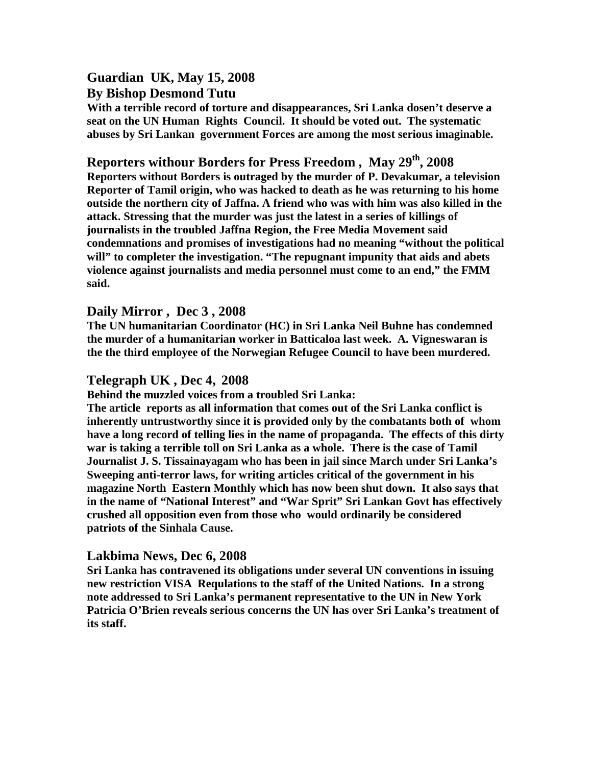## Guardian UK, May 15, 2008
## By Bishop Desmond Tutu

**With a terrible record of torture and disappearances, Sri Lanka dosen't deserve a seat on the UN Human Rights Council. It should be voted out. The systematic abuses by Sri Lankan government Forces are among the most serious imaginable.**

## Reporters withour Borders for Press Freedom , May 29th, 2008

**Reporters without Borders is outraged by the murder of P. Devakumar, a television Reporter of Tamil origin, who was hacked to death as he was returning to his home outside the northern city of Jaffna. A friend who was with him was also killed in the attack. Stressing that the murder was just the latest in a series of killings of journalists in the troubled Jaffna Region, the Free Media Movement said condemnations and promises of investigations had no meaning "without the political will" to completer the investigation. "The repugnant impunity that aids and abets violence against journalists and media personnel must come to an end," the FMM said.**

## Daily Mirror , Dec 3 , 2008

**The UN humanitarian Coordinator (HC) in Sri Lanka Neil Buhne has condemned the murder of a humanitarian worker in Batticaloa last week. A. Vigneswaran is the the third employee of the Norwegian Refugee Council to have been murdered.**

## Telegraph UK , Dec 4, 2008

**Behind the muzzled voices from a troubled Sri Lanka:**

**The article reports as all information that comes out of the Sri Lanka conflict is inherently untrustworthy since it is provided only by the combatants both of whom have a long record of telling lies in the name of propaganda. The effects of this dirty war is taking a terrible toll on Sri Lanka as a whole. There is the case of Tamil Journalist J. S. Tissainayagam who has been in jail since March under Sri Lanka's Sweeping anti-terror laws, for writing articles critical of the government in his magazine North Eastern Monthly which has now been shut down. It also says that in the name of "National Interest" and "War Sprit" Sri Lankan Govt has effectively crushed all opposition even from those who would ordinarily be considered patriots of the Sinhala Cause.**

## Lakbima News, Dec 6, 2008

**Sri Lanka has contravened its obligations under several UN conventions in issuing new restriction VISA Requlations to the staff of the United Nations. In a strong note addressed to Sri Lanka's permanent representative to the UN in New York Patricia O'Brien reveals serious concerns the UN has over Sri Lanka's treatment of its staff.**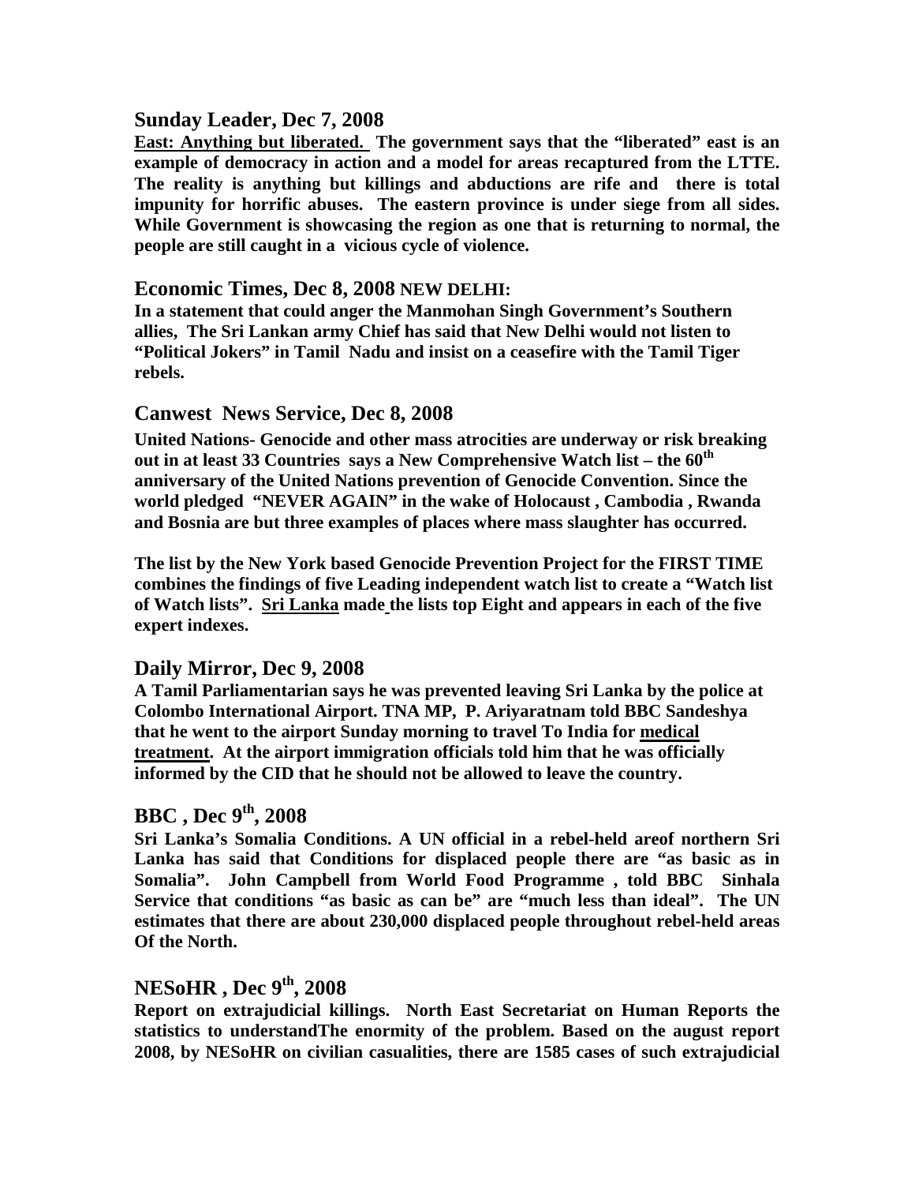## Sunday Leader, Dec 7, 2008

**<u>East: Anything but liberated.</u> The government says that the "liberated" east is an example of democracy in action and a model for areas recaptured from the LTTE. The reality is anything but killings and abductions are rife and there is total impunity for horrific abuses. The eastern province is under siege from all sides. While Government is showcasing the region as one that is returning to normal, the people are still caught in a vicious cycle of violence.**

## Economic Times, Dec 8, 2008 NEW DELHI:

**In a statement that could anger the Manmohan Singh Government's Southern allies, The Sri Lankan army Chief has said that New Delhi would not listen to "Political Jokers" in Tamil Nadu and insist on a ceasefire with the Tamil Tiger rebels.**

## Canwest News Service, Dec 8, 2008

**United Nations- Genocide and other mass atrocities are underway or risk breaking out in at least 33 Countries says a New Comprehensive Watch list – the 60th anniversary of the United Nations prevention of Genocide Convention. Since the world pledged "NEVER AGAIN" in the wake of Holocaust , Cambodia , Rwanda and Bosnia are but three examples of places where mass slaughter has occurred.**

**The list by the New York based Genocide Prevention Project for the FIRST TIME combines the findings of five Leading independent watch list to create a "Watch list of Watch lists". <u>Sri Lanka</u> made the lists top Eight and appears in each of the five expert indexes.**

## Daily Mirror, Dec 9, 2008

**A Tamil Parliamentarian says he was prevented leaving Sri Lanka by the police at Colombo International Airport. TNA MP, P. Ariyaratnam told BBC Sandeshya that he went to the airport Sunday morning to travel To India for <u>medical treatment</u>. At the airport immigration officials told him that he was officially informed by the CID that he should not be allowed to leave the country.**

## BBC , Dec 9th, 2008

**Sri Lanka's Somalia Conditions. A UN official in a rebel-held areof northern Sri Lanka has said that Conditions for displaced people there are "as basic as in Somalia". John Campbell from World Food Programme , told BBC Sinhala Service that conditions "as basic as can be" are "much less than ideal". The UN estimates that there are about 230,000 displaced people throughout rebel-held areas Of the North.**

## NESoHR , Dec 9th, 2008

**Report on extrajudicial killings. North East Secretariat on Human Reports the statistics to understandThe enormity of the problem. Based on the august report 2008, by NESoHR on civilian casualities, there are 1585 cases of such extrajudicial**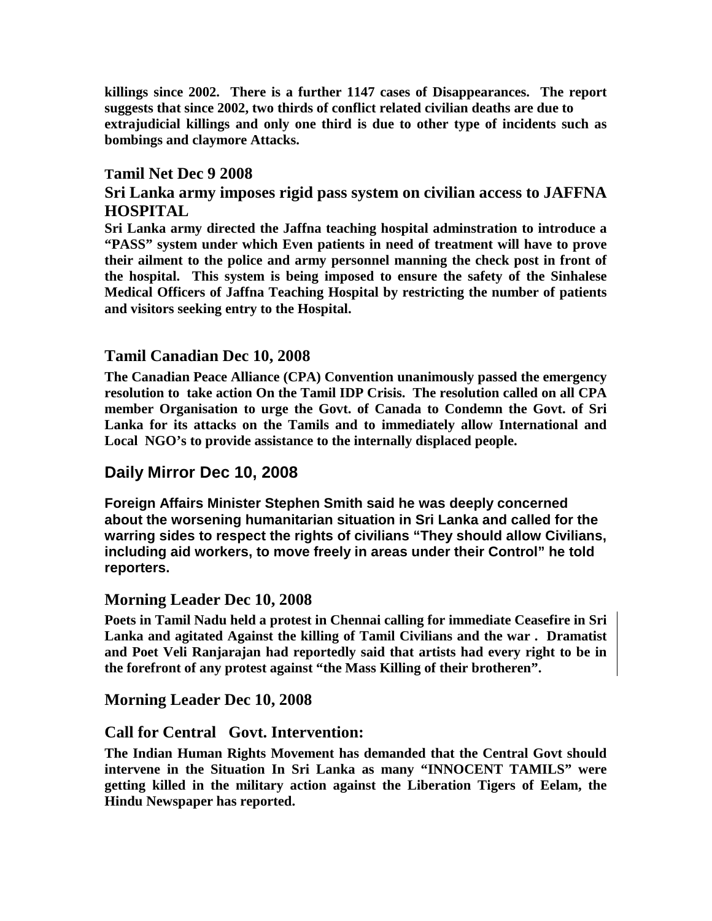**killings since 2002. There is a further 1147 cases of Disappearances. The report suggests that since 2002, two thirds of conflict related civilian deaths are due to extrajudicial killings and only one third is due to other type of incidents such as bombings and claymore Attacks.**

### Tamil Net Dec 9 2008

### Sri Lanka army imposes rigid pass system on civilian access to JAFFNA HOSPITAL

**Sri Lanka army directed the Jaffna teaching hospital adminstration to introduce a "PASS" system under which Even patients in need of treatment will have to prove their ailment to the police and army personnel manning the check post in front of the hospital. This system is being imposed to ensure the safety of the Sinhalese Medical Officers of Jaffna Teaching Hospital by restricting the number of patients and visitors seeking entry to the Hospital.**

### Tamil Canadian Dec 10, 2008

**The Canadian Peace Alliance (CPA) Convention unanimously passed the emergency resolution to take action On the Tamil IDP Crisis. The resolution called on all CPA member Organisation to urge the Govt. of Canada to Condemn the Govt. of Sri Lanka for its attacks on the Tamils and to immediately allow International and Local NGO's to provide assistance to the internally displaced people.**

### Daily Mirror Dec 10, 2008

**Foreign Affairs Minister Stephen Smith said he was deeply concerned about the worsening humanitarian situation in Sri Lanka and called for the warring sides to respect the rights of civilians "They should allow Civilians, including aid workers, to move freely in areas under their Control" he told reporters.**

### Morning Leader Dec 10, 2008

**Poets in Tamil Nadu held a protest in Chennai calling for immediate Ceasefire in Sri Lanka and agitated Against the killing of Tamil Civilians and the war . Dramatist and Poet Veli Ranjarajan had reportedly said that artists had every right to be in the forefront of any protest against "the Mass Killing of their brotheren".**

### Morning Leader Dec 10, 2008

### Call for Central Govt. Intervention:

**The Indian Human Rights Movement has demanded that the Central Govt should intervene in the Situation In Sri Lanka as many "INNOCENT TAMILS" were getting killed in the military action against the Liberation Tigers of Eelam, the Hindu Newspaper has reported.**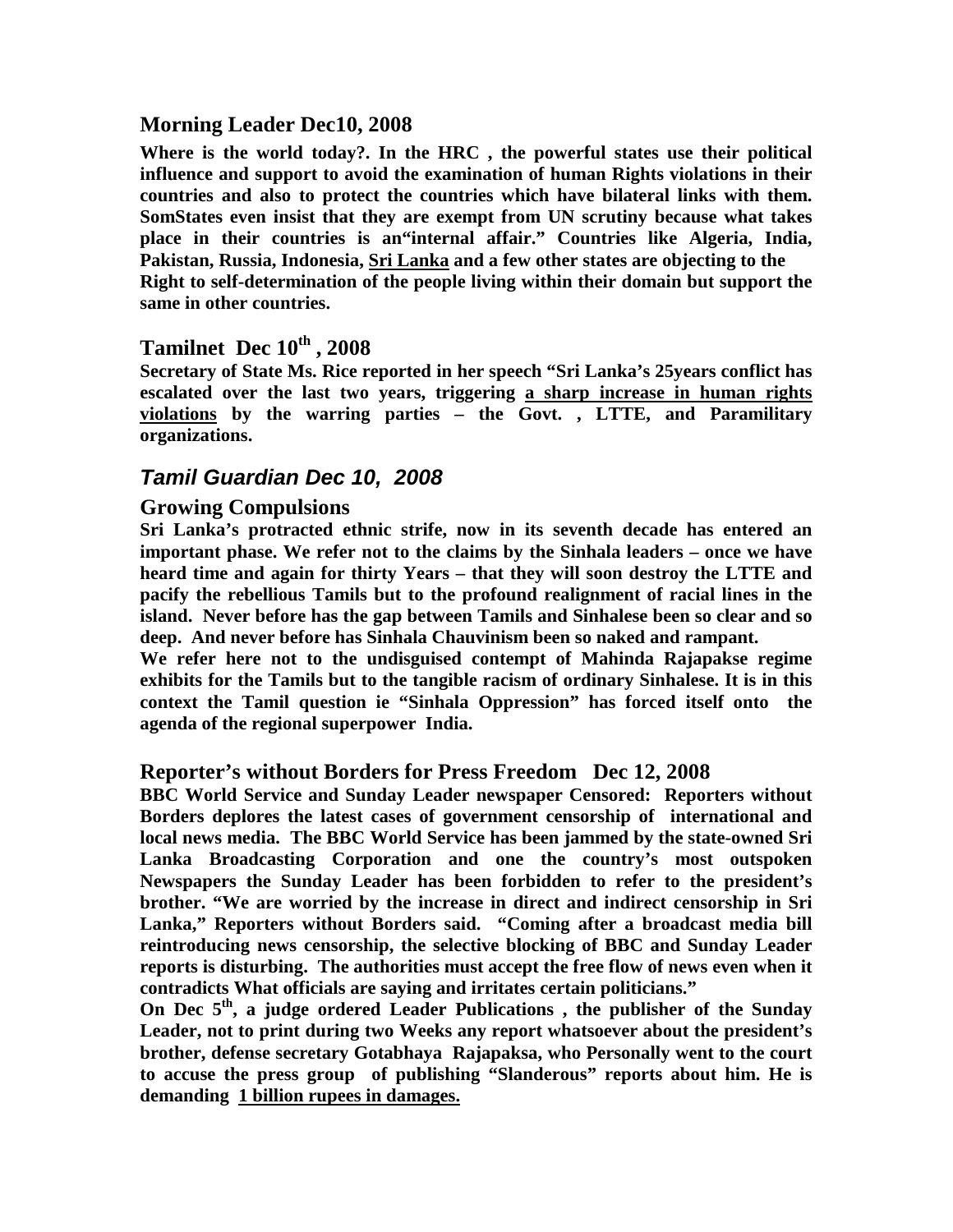## Morning Leader Dec10, 2008

**Where is the world today?. In the HRC , the powerful states use their political influence and support to avoid the examination of human Rights violations in their countries and also to protect the countries which have bilateral links with them. SomStates even insist that they are exempt from UN scrutiny because what takes place in their countries is an"internal affair." Countries like Algeria, India, Pakistan, Russia, Indonesia, Sri Lanka and a few other states are objecting to the Right to self-determination of the people living within their domain but support the same in other countries.**

## Tamilnet Dec 10th , 2008

**Secretary of State Ms. Rice reported in her speech "Sri Lanka's 25years conflict has escalated over the last two years, triggering a sharp increase in human rights violations by the warring parties – the Govt. , LTTE, and Paramilitary organizations.**

## *Tamil Guardian Dec 10, 2008*

### Growing Compulsions

**Sri Lanka's protracted ethnic strife, now in its seventh decade has entered an important phase. We refer not to the claims by the Sinhala leaders – once we have heard time and again for thirty Years – that they will soon destroy the LTTE and pacify the rebellious Tamils but to the profound realignment of racial lines in the island. Never before has the gap between Tamils and Sinhalese been so clear and so deep. And never before has Sinhala Chauvinism been so naked and rampant.**

**We refer here not to the undisguised contempt of Mahinda Rajapakse regime exhibits for the Tamils but to the tangible racism of ordinary Sinhalese. It is in this context the Tamil question ie "Sinhala Oppression" has forced itself onto the agenda of the regional superpower India.**

## Reporter's without Borders for Press Freedom Dec 12, 2008

**BBC World Service and Sunday Leader newspaper Censored: Reporters without Borders deplores the latest cases of government censorship of international and local news media. The BBC World Service has been jammed by the state-owned Sri Lanka Broadcasting Corporation and one the country's most outspoken Newspapers the Sunday Leader has been forbidden to refer to the president's brother. "We are worried by the increase in direct and indirect censorship in Sri Lanka," Reporters without Borders said. "Coming after a broadcast media bill reintroducing news censorship, the selective blocking of BBC and Sunday Leader reports is disturbing. The authorities must accept the free flow of news even when it contradicts What officials are saying and irritates certain politicians."**

**On Dec 5th, a judge ordered Leader Publications , the publisher of the Sunday Leader, not to print during two Weeks any report whatsoever about the president's brother, defense secretary Gotabhaya Rajapaksa, who Personally went to the court to accuse the press group of publishing "Slanderous" reports about him. He is demanding 1 billion rupees in damages.**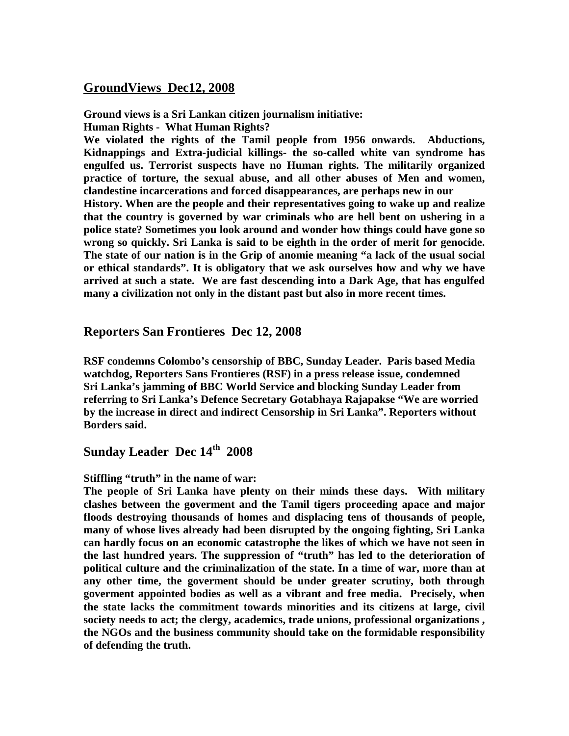## GroundViews Dec12, 2008

**Ground views is a Sri Lankan citizen journalism initiative:**
**Human Rights - What Human Rights?**
**We violated the rights of the Tamil people from 1956 onwards. Abductions, Kidnappings and Extra-judicial killings- the so-called white van syndrome has engulfed us. Terrorist suspects have no Human rights. The militarily organized practice of torture, the sexual abuse, and all other abuses of Men and women, clandestine incarcerations and forced disappearances, are perhaps new in our History. When are the people and their representatives going to wake up and realize that the country is governed by war criminals who are hell bent on ushering in a police state? Sometimes you look around and wonder how things could have gone so wrong so quickly. Sri Lanka is said to be eighth in the order of merit for genocide. The state of our nation is in the Grip of anomie meaning "a lack of the usual social or ethical standards". It is obligatory that we ask ourselves how and why we have arrived at such a state. We are fast descending into a Dark Age, that has engulfed many a civilization not only in the distant past but also in more recent times.**

## Reporters San Frontieres Dec 12, 2008

**RSF condemns Colombo's censorship of BBC, Sunday Leader. Paris based Media watchdog, Reporters Sans Frontieres (RSF) in a press release issue, condemned Sri Lanka's jamming of BBC World Service and blocking Sunday Leader from referring to Sri Lanka's Defence Secretary Gotabhaya Rajapakse "We are worried by the increase in direct and indirect Censorship in Sri Lanka". Reporters without Borders said.**

## Sunday Leader Dec 14th 2008

**Stiffling "truth" in the name of war:**
**The people of Sri Lanka have plenty on their minds these days. With military clashes between the goverment and the Tamil tigers proceeding apace and major floods destroying thousands of homes and displacing tens of thousands of people, many of whose lives already had been disrupted by the ongoing fighting, Sri Lanka can hardly focus on an economic catastrophe the likes of which we have not seen in the last hundred years. The suppression of "truth" has led to the deterioration of political culture and the criminalization of the state. In a time of war, more than at any other time, the goverment should be under greater scrutiny, both through goverment appointed bodies as well as a vibrant and free media. Precisely, when the state lacks the commitment towards minorities and its citizens at large, civil society needs to act; the clergy, academics, trade unions, professional organizations , the NGOs and the business community should take on the formidable responsibility of defending the truth.**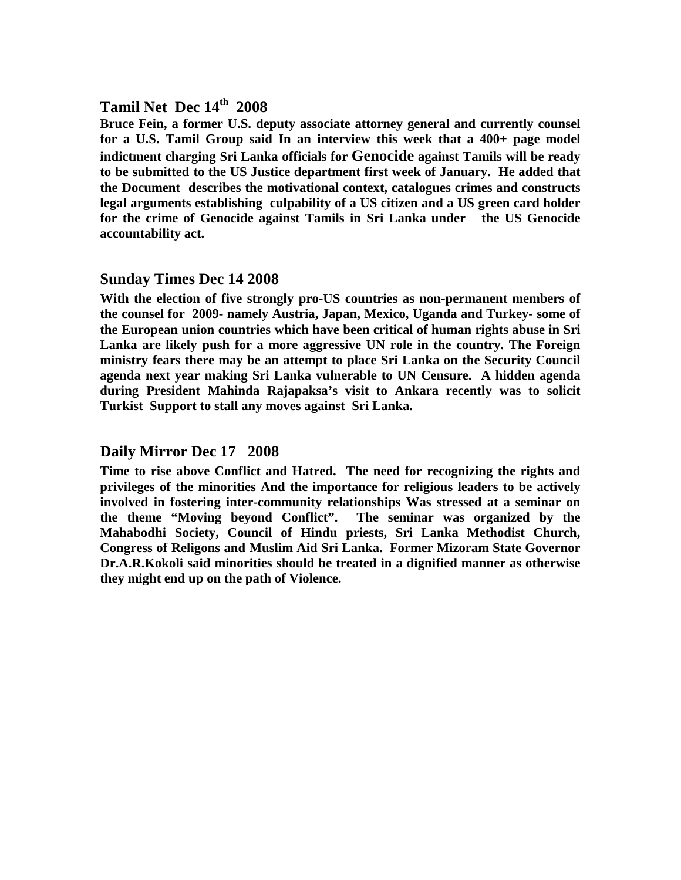## Tamil Net Dec 14th 2008

**Bruce Fein, a former U.S. deputy associate attorney general and currently counsel for a U.S. Tamil Group said In an interview this week that a 400+ page model indictment charging Sri Lanka officials for Genocide against Tamils will be ready to be submitted to the US Justice department first week of January. He added that the Document describes the motivational context, catalogues crimes and constructs legal arguments establishing culpability of a US citizen and a US green card holder for the crime of Genocide against Tamils in Sri Lanka under the US Genocide accountability act.**

## Sunday Times Dec 14 2008

**With the election of five strongly pro-US countries as non-permanent members of the counsel for 2009- namely Austria, Japan, Mexico, Uganda and Turkey- some of the European union countries which have been critical of human rights abuse in Sri Lanka are likely push for a more aggressive UN role in the country. The Foreign ministry fears there may be an attempt to place Sri Lanka on the Security Council agenda next year making Sri Lanka vulnerable to UN Censure. A hidden agenda during President Mahinda Rajapaksa's visit to Ankara recently was to solicit Turkist Support to stall any moves against Sri Lanka.**

## Daily Mirror Dec 17 2008

**Time to rise above Conflict and Hatred. The need for recognizing the rights and privileges of the minorities And the importance for religious leaders to be actively involved in fostering inter-community relationships Was stressed at a seminar on the theme "Moving beyond Conflict". The seminar was organized by the Mahabodhi Society, Council of Hindu priests, Sri Lanka Methodist Church, Congress of Religons and Muslim Aid Sri Lanka. Former Mizoram State Governor Dr.A.R.Kokoli said minorities should be treated in a dignified manner as otherwise they might end up on the path of Violence.**